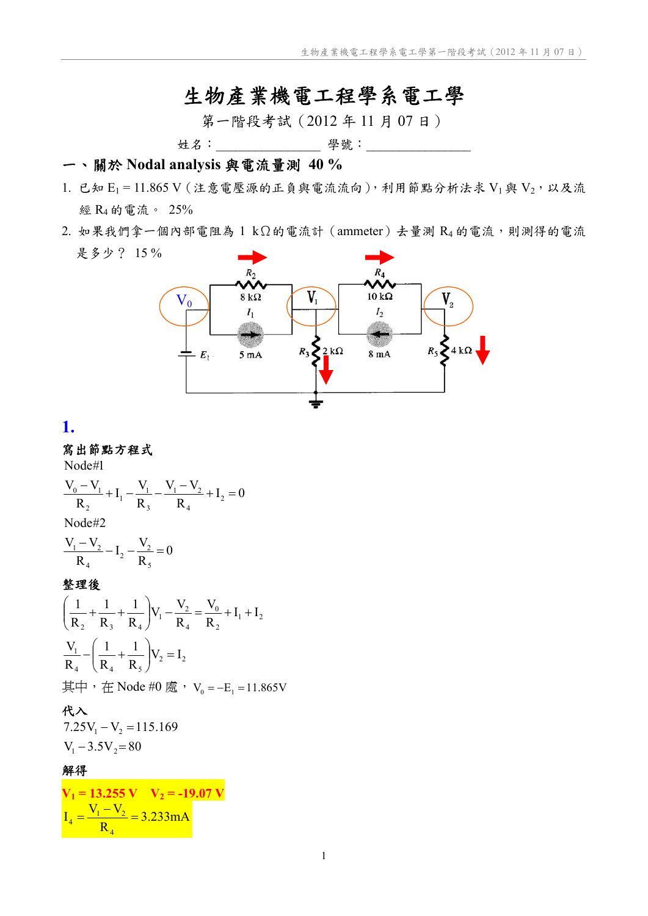# 生物產業機電工程學系電工學

第一階段考試（2012 年 11 月 07 日）

姓名：________________ 學號：________________

## 一、關於 Nodal analysis 與電流量測 40 %

1. 已知 $E_1 = 11.865$ V（注意電壓源的正負與電流流向），利用節點分析法求 $V_1$ 與 $V_2$，以及流經 $R_4$ 的電流。 25%
2. 如果我們拿一個內部電阻為 1 kΩ的電流計（ammeter）去量測 $R_4$ 的電流，則測得的電流是多少？ 15 %

$V_0$

$R_2$ 8 kΩ

$I_1$ 5 mA

$E_1$

$V_1$

$R_3$ 2 kΩ

$R_4$ 10 kΩ

$I_2$ 8 mA

$V_2$

$R_5$ 4 kΩ

### 1.

**寫出節點方程式**

Node#1

$$\frac{V_0 - V_1}{R_2} + I_1 - \frac{V_1}{R_3} - \frac{V_1 - V_2}{R_4} + I_2 = 0$$

Node#2

$$\frac{V_1 - V_2}{R_4} - I_2 - \frac{V_2}{R_5} = 0$$

**整理後**

$$\left(\frac{1}{R_2} + \frac{1}{R_3} + \frac{1}{R_4}\right)V_1 - \frac{V_2}{R_4} = \frac{V_0}{R_2} + I_1 + I_2$$

$$\frac{V_1}{R_4} - \left(\frac{1}{R_4} + \frac{1}{R_5}\right)V_2 = I_2$$

其中，在 Node #0 處，$V_0 = -E_1 = 11.865\text{V}$

**代入**

$$7.25V_1 - V_2 = 115.169$$

$$V_1 - 3.5V_2 = 80$$

**解得**

**$V_1 = 13.255$ V　$V_2 = -19.07$ V**

$$I_4 = \frac{V_1 - V_2}{R_4} = 3.233\text{mA}$$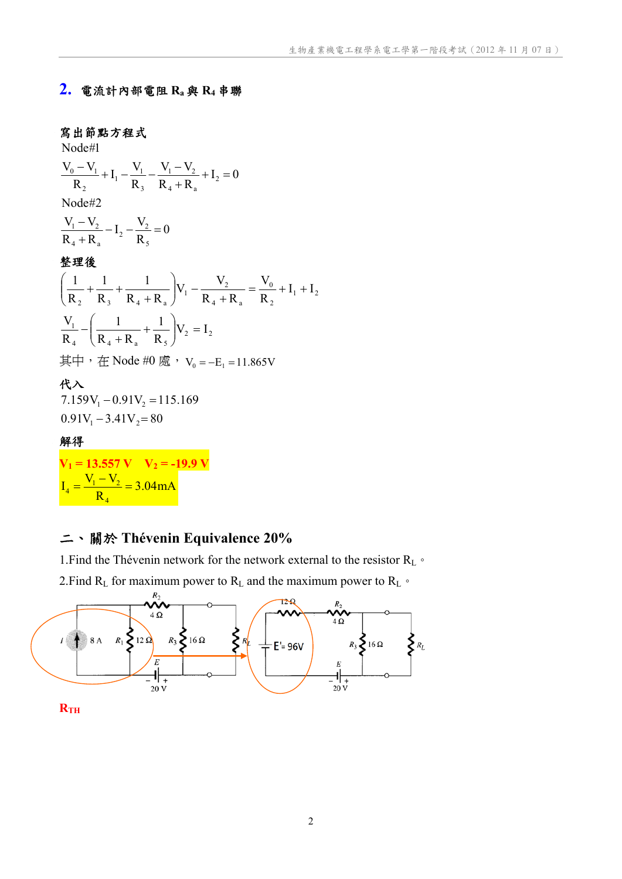## 2. 電流計內部電阻 $R_a$ 與 $R_4$ 串聯

**寫出節點方程式**

Node#1

$$\frac{V_0 - V_1}{R_2} + I_1 - \frac{V_1}{R_3} - \frac{V_1 - V_2}{R_4 + R_a} + I_2 = 0$$

Node#2

$$\frac{V_1 - V_2}{R_4 + R_a} - I_2 - \frac{V_2}{R_5} = 0$$

**整理後**

$$\left(\frac{1}{R_2} + \frac{1}{R_3} + \frac{1}{R_4 + R_a}\right)V_1 - \frac{V_2}{R_4 + R_a} = \frac{V_0}{R_2} + I_1 + I_2$$

$$\frac{V_1}{R_4} - \left(\frac{1}{R_4 + R_a} + \frac{1}{R_5}\right)V_2 = I_2$$

其中，在 Node #0 處， $V_0 = -E_1 = 11.865\text{V}$

**代入**

$$7.159V_1 - 0.91V_2 = 115.169$$

$$0.91V_1 - 3.41V_2 = 80$$

**解得**

**$V_1 = 13.557$ V　$V_2 = -19.9$ V**

$$I_4 = \frac{V_1 - V_2}{R_4} = 3.04\text{mA}$$

## 二、關於 Thévenin Equivalence 20%

1.Find the Thévenin network for the network external to the resistor $R_L$。

2.Find $R_L$ for maximum power to $R_L$ and the maximum power to $R_L$。

I 8 A　$R_1$ 12 Ω　$R_2$ 4 Ω　$R_3$ 16 Ω　$R_L$　E 20 V

12 Ω　E'= 96V　$R_2$ 4 Ω　$R_3$ 16 Ω　$R_L$　E 20 V

**$R_{TH}$**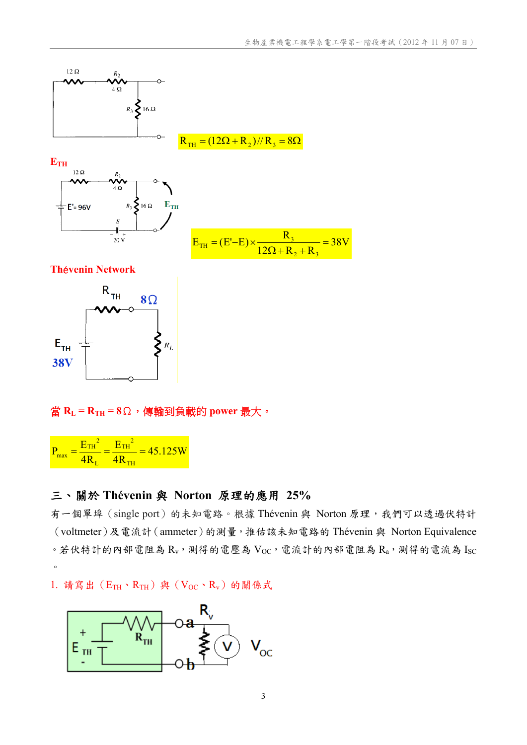$$R_{TH} = (12\Omega + R_2) // R_3 = 8\Omega$$

**$E_{TH}$**

$$E_{TH} = (E' - E) \times \frac{R_3}{12\Omega + R_2 + R_3} = 38V$$

**Thévenin Network**

$R_{TH}$ $8\Omega$

$E_{TH}$ $38V$

$R_L$

**當 $R_L = R_{TH} = 8\Omega$，傳輸到負載的 power 最大。**

$$P_{max} = \frac{E_{TH}^2}{4R_L} = \frac{E_{TH}^2}{4R_{TH}} = 45.125W$$

## 三、關於 Thévenin 與 Norton 原理的應用 25%

有一個單埠（single port）的未知電路。根據 Thévenin 與 Norton 原理，我們可以透過伏特計（voltmeter）及電流計（ammeter）的測量，推估該未知電路的 Thévenin 與 Norton Equivalence。若伏特計的內部電阻為 $R_v$，測得的電壓為 $V_{OC}$，電流計的內部電阻為 $R_a$，測得的電流為 $I_{SC}$。

1. 請寫出（$E_{TH}$、$R_{TH}$）與（$V_{OC}$、$R_v$）的關係式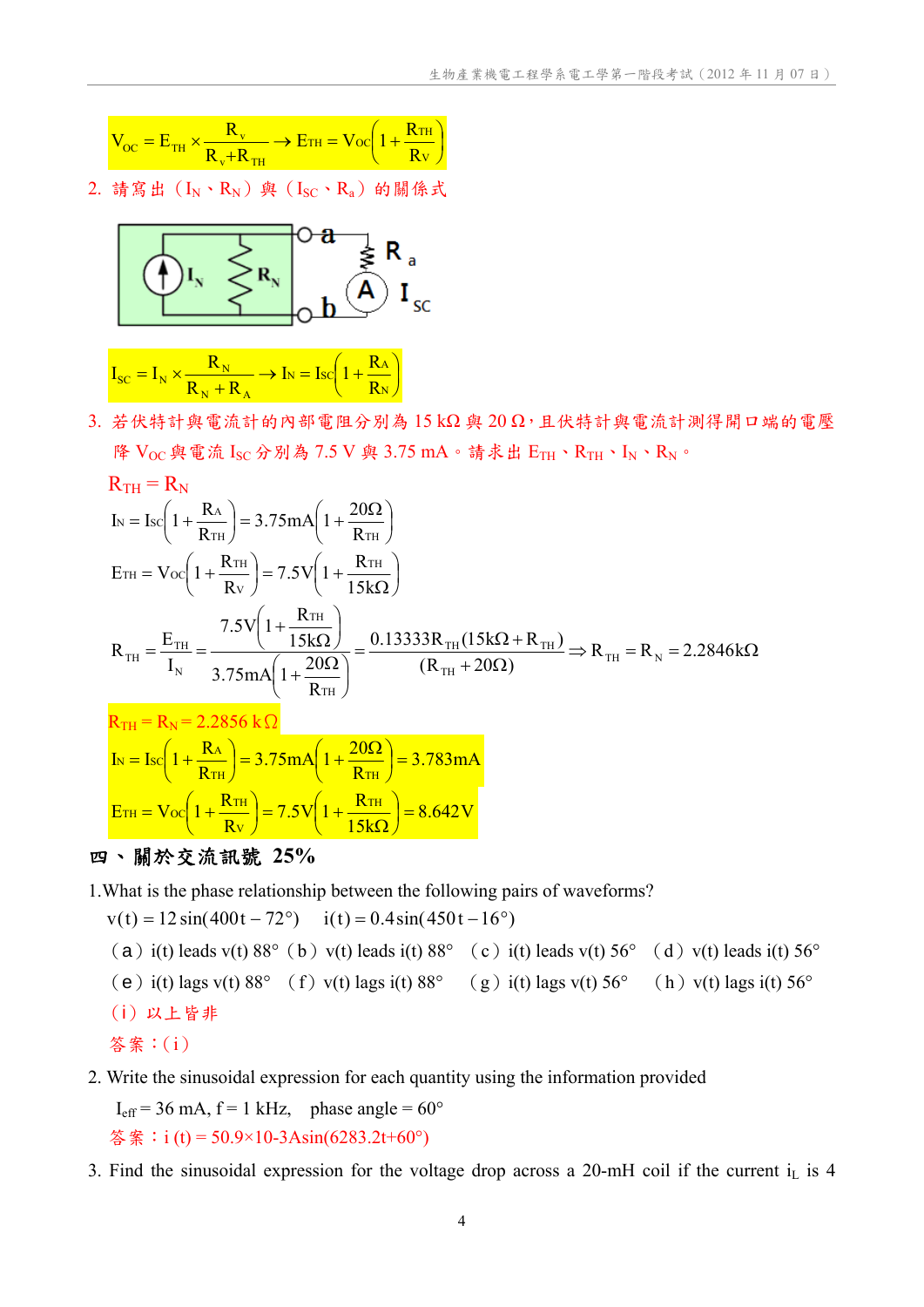$$V_{OC} = E_{TH} \times \frac{R_v}{R_v + R_{TH}} \rightarrow E_{TH} = V_{OC}\left(1 + \frac{R_{TH}}{R_V}\right)$$

2. 請寫出（$I_N$、$R_N$）與（$I_{SC}$、$R_a$）的關係式

$$I_{SC} = I_N \times \frac{R_N}{R_N + R_A} \rightarrow I_N = I_{SC}\left(1 + \frac{R_A}{R_N}\right)$$

3. 若伏特計與電流計的內部電阻分別為 15 kΩ 與 20 Ω，且伏特計與電流計測得開口端的電壓降 $V_{OC}$ 與電流 $I_{SC}$ 分別為 7.5 V 與 3.75 mA。請求出 $E_{TH}$、$R_{TH}$、$I_N$、$R_N$。

$R_{TH} = R_N$

$$I_N = I_{SC}\left(1 + \frac{R_A}{R_{TH}}\right) = 3.75\text{mA}\left(1 + \frac{20\Omega}{R_{TH}}\right)$$

$$E_{TH} = V_{OC}\left(1 + \frac{R_{TH}}{R_V}\right) = 7.5\text{V}\left(1 + \frac{R_{TH}}{15\text{k}\Omega}\right)$$

$$R_{TH} = \frac{E_{TH}}{I_N} = \frac{7.5\text{V}\left(1 + \frac{R_{TH}}{15\text{k}\Omega}\right)}{3.75\text{mA}\left(1 + \frac{20\Omega}{R_{TH}}\right)} = \frac{0.13333R_{TH}(15\text{k}\Omega + R_{TH})}{(R_{TH} + 20\Omega)} \Rightarrow R_{TH} = R_N = 2.2846\text{k}\Omega$$

$R_{TH} = R_N = 2.2856\ \text{k}\Omega$

$$I_N = I_{SC}\left(1 + \frac{R_A}{R_{TH}}\right) = 3.75\text{mA}\left(1 + \frac{20\Omega}{R_{TH}}\right) = 3.783\text{mA}$$

$$E_{TH} = V_{OC}\left(1 + \frac{R_{TH}}{R_V}\right) = 7.5\text{V}\left(1 + \frac{R_{TH}}{15\text{k}\Omega}\right) = 8.642\text{V}$$

## 四、關於交流訊號 25%

1.What is the phase relationship between the following pairs of waveforms?

$v(t) = 12\sin(400t - 72°)$　　$i(t) = 0.4\sin(450t - 16°)$

（a）i(t) leads v(t) 88°（b）v(t) leads i(t) 88°（c）i(t) leads v(t) 56°（d）v(t) leads i(t) 56°

（e）i(t) lags v(t) 88°（f）v(t) lags i(t) 88°（g）i(t) lags v(t) 56°（h）v(t) lags i(t) 56°

（i）以上皆非

答案：(i)

2. Write the sinusoidal expression for each quantity using the information provided

$I_{eff}$ = 36 mA, f = 1 kHz,　phase angle = 60°

答案：i (t) = 50.9×10-3Asin(6283.2t+60°)

3. Find the sinusoidal expression for the voltage drop across a 20-mH coil if the current $i_L$ is 4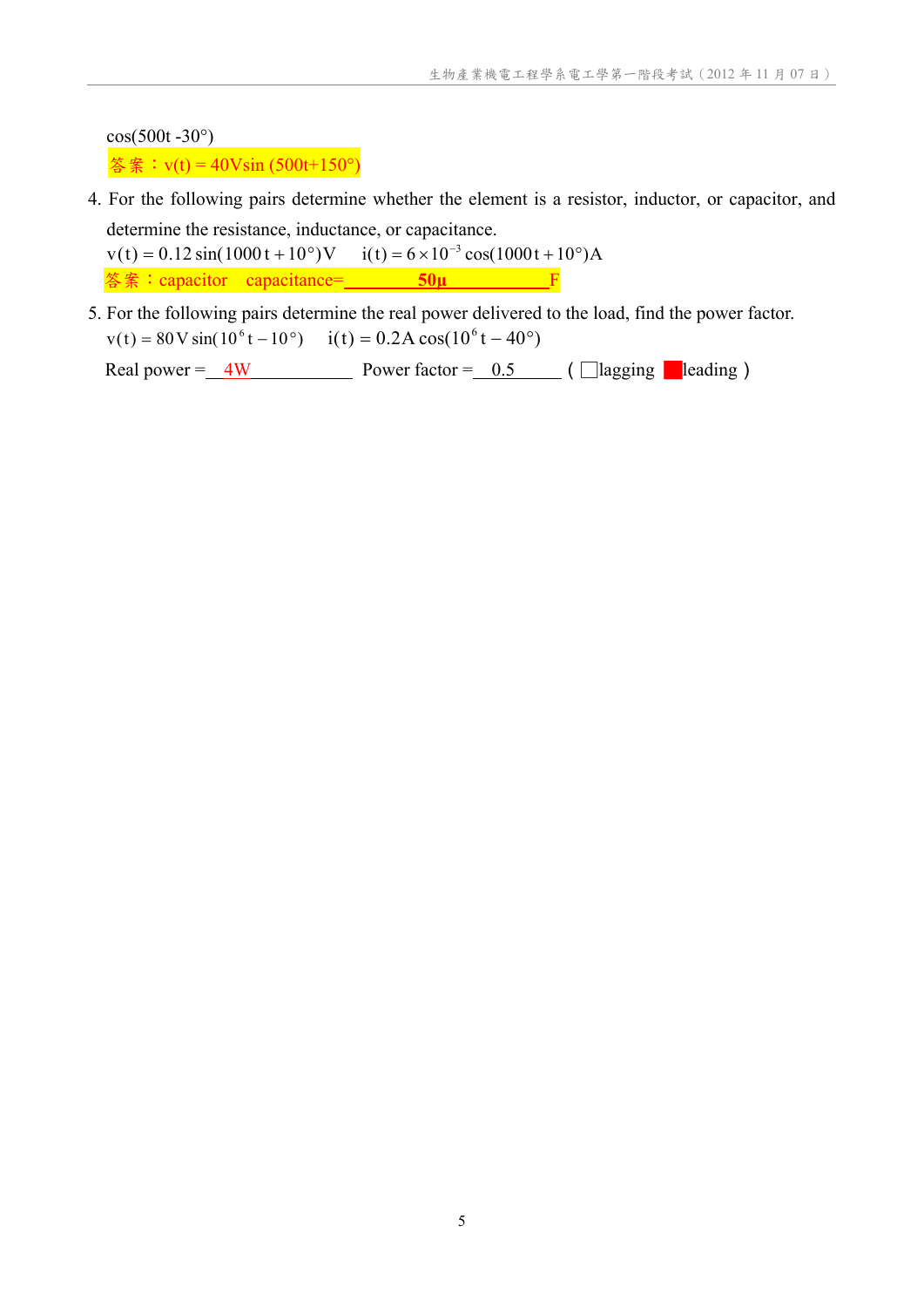cos(500t -30°)

答案：v(t) = 40Vsin (500t+150°)

4. For the following pairs determine whether the element is a resistor, inductor, or capacitor, and determine the resistance, inductance, or capacitance.

   $v(t) = 0.12\sin(1000t + 10°)V \quad i(t) = 6\times10^{-3}\cos(1000t + 10°)A$

   答案：capacitor capacitance=\_\_\_\_\_\_\_\_**50μ**\_\_\_\_\_\_\_\_F

5. For the following pairs determine the real power delivered to the load, find the power factor.

   $v(t) = 80V\sin(10^6 t - 10°) \quad i(t) = 0.2A\cos(10^6 t - 40°)$

   Real power =\_\_4W\_\_\_\_\_\_\_\_ Power factor =\_\_0.5\_\_\_\_ ( ☐lagging ■leading )